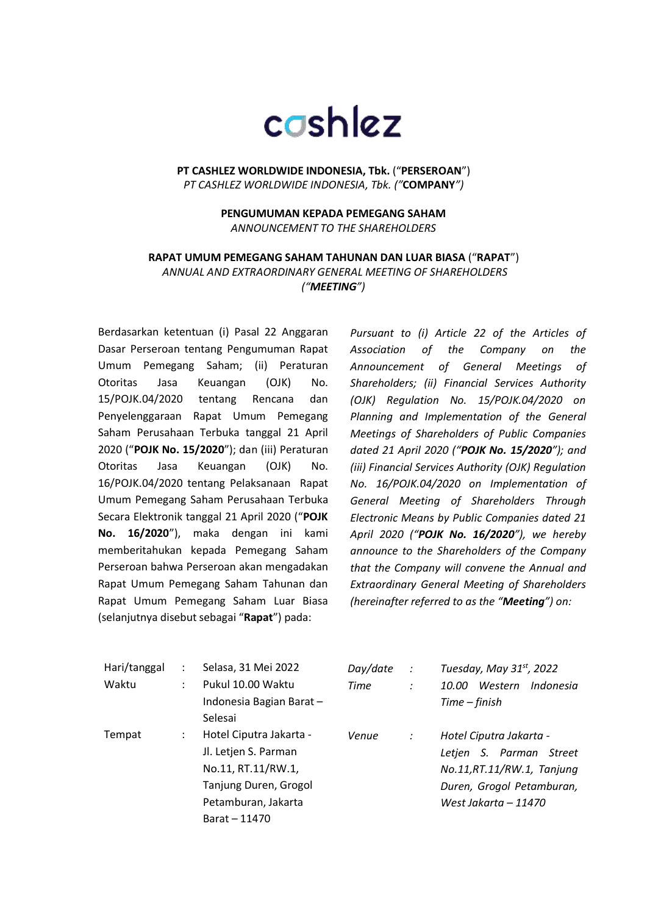cashlez

**PT CASHLEZ WORLDWIDE INDONESIA, Tbk.** ("**PERSEROAN**")
*PT CASHLEZ WORLDWIDE INDONESIA, Tbk. ("**COMPANY**")*

**PENGUMUMAN KEPADA PEMEGANG SAHAM**
*ANNOUNCEMENT TO THE SHAREHOLDERS*

**RAPAT UMUM PEMEGANG SAHAM TAHUNAN DAN LUAR BIASA** ("**RAPAT**")
*ANNUAL AND EXTRAORDINARY GENERAL MEETING OF SHAREHOLDERS ("**MEETING**")*

Berdasarkan ketentuan (i) Pasal 22 Anggaran Dasar Perseroan tentang Pengumuman Rapat Umum Pemegang Saham; (ii) Peraturan Otoritas Jasa Keuangan (OJK) No. 15/POJK.04/2020 tentang Rencana dan Penyelenggaraan Rapat Umum Pemegang Saham Perusahaan Terbuka tanggal 21 April 2020 ("**POJK No. 15/2020**"); dan (iii) Peraturan Otoritas Jasa Keuangan (OJK) No. 16/POJK.04/2020 tentang Pelaksanaan Rapat Umum Pemegang Saham Perusahaan Terbuka Secara Elektronik tanggal 21 April 2020 ("**POJK No. 16/2020**"), maka dengan ini kami memberitahukan kepada Pemegang Saham Perseroan bahwa Perseroan akan mengadakan Rapat Umum Pemegang Saham Tahunan dan Rapat Umum Pemegang Saham Luar Biasa (selanjutnya disebut sebagai "**Rapat**") pada:

*Pursuant to (i) Article 22 of the Articles of Association of the Company on the Announcement of General Meetings of Shareholders; (ii) Financial Services Authority (OJK) Regulation No. 15/POJK.04/2020 on Planning and Implementation of the General Meetings of Shareholders of Public Companies dated 21 April 2020 ("**POJK No. 15/2020**"); and (iii) Financial Services Authority (OJK) Regulation No. 16/POJK.04/2020 on Implementation of General Meeting of Shareholders Through Electronic Means by Public Companies dated 21 April 2020 ("**POJK No. 16/2020**"), we hereby announce to the Shareholders of the Company that the Company will convene the Annual and Extraordinary General Meeting of Shareholders (hereinafter referred to as the "**Meeting**") on:*

| | | | | | |
|---|---|---|---|---|---|
| Hari/tanggal | : | Selasa, 31 Mei 2022 | *Day/date* | *:* | *Tuesday, May 31st, 2022* |
| Waktu | : | Pukul 10.00 Waktu Indonesia Bagian Barat – Selesai | *Time* | *:* | *10.00 Western Indonesia Time – finish* |
| Tempat | : | Hotel Ciputra Jakarta - Jl. Letjen S. Parman No.11, RT.11/RW.1, Tanjung Duren, Grogol Petamburan, Jakarta Barat – 11470 | *Venue* | *:* | *Hotel Ciputra Jakarta - Letjen S. Parman Street No.11,RT.11/RW.1, Tanjung Duren, Grogol Petamburan, West Jakarta – 11470* |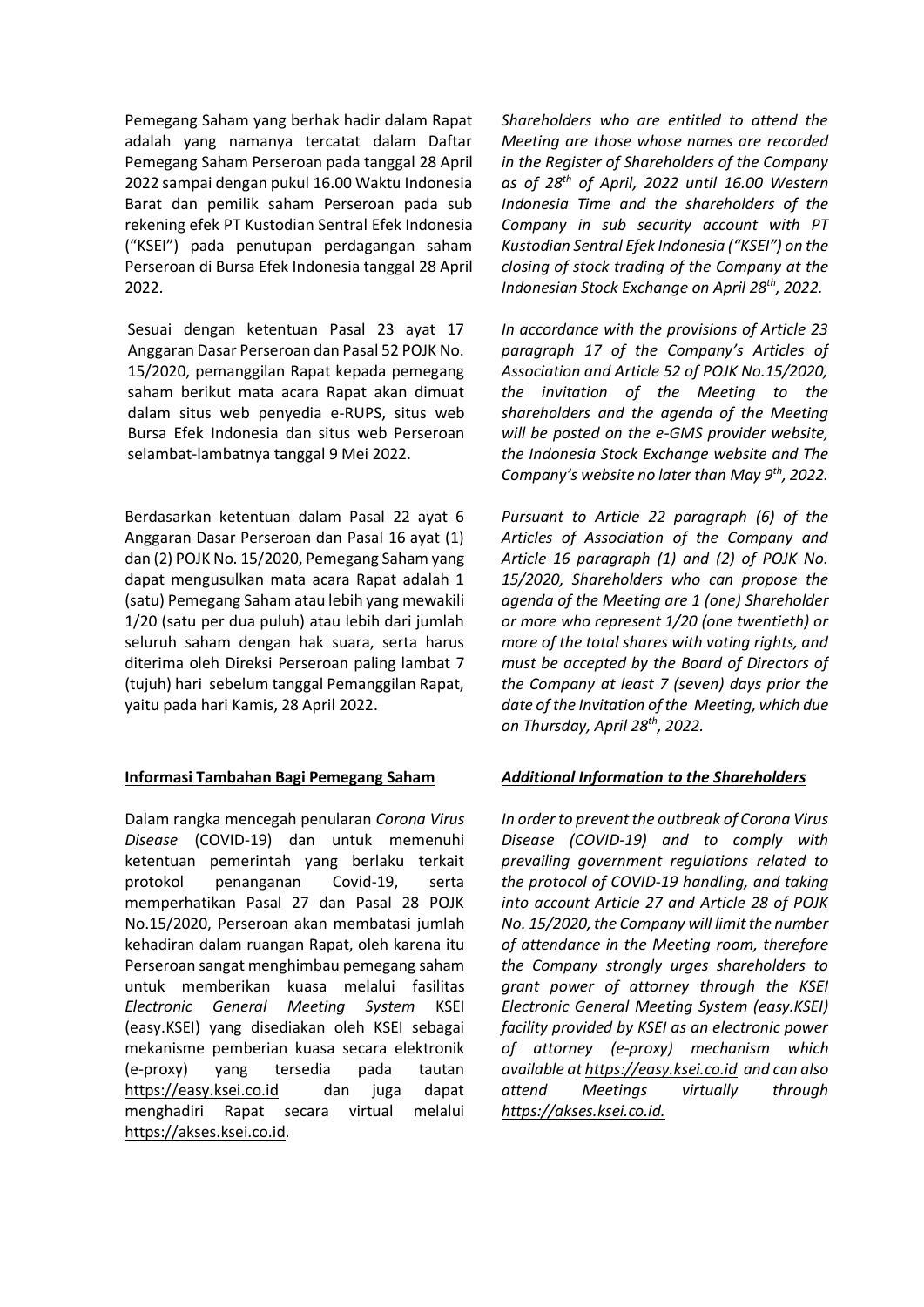Pemegang Saham yang berhak hadir dalam Rapat adalah yang namanya tercatat dalam Daftar Pemegang Saham Perseroan pada tanggal 28 April 2022 sampai dengan pukul 16.00 Waktu Indonesia Barat dan pemilik saham Perseroan pada sub rekening efek PT Kustodian Sentral Efek Indonesia ("KSEI") pada penutupan perdagangan saham Perseroan di Bursa Efek Indonesia tanggal 28 April 2022.

*Shareholders who are entitled to attend the Meeting are those whose names are recorded in the Register of Shareholders of the Company as of 28th of April, 2022 until 16.00 Western Indonesia Time and the shareholders of the Company in sub security account with PT Kustodian Sentral Efek Indonesia ("KSEI") on the closing of stock trading of the Company at the Indonesian Stock Exchange on April 28th, 2022.*

Sesuai dengan ketentuan Pasal 23 ayat 17 Anggaran Dasar Perseroan dan Pasal 52 POJK No. 15/2020, pemanggilan Rapat kepada pemegang saham berikut mata acara Rapat akan dimuat dalam situs web penyedia e-RUPS, situs web Bursa Efek Indonesia dan situs web Perseroan selambat-lambatnya tanggal 9 Mei 2022.

*In accordance with the provisions of Article 23 paragraph 17 of the Company's Articles of Association and Article 52 of POJK No.15/2020, the invitation of the Meeting to the shareholders and the agenda of the Meeting will be posted on the e-GMS provider website, the Indonesia Stock Exchange website and The Company's website no later than May 9th, 2022.*

Berdasarkan ketentuan dalam Pasal 22 ayat 6 Anggaran Dasar Perseroan dan Pasal 16 ayat (1) dan (2) POJK No. 15/2020, Pemegang Saham yang dapat mengusulkan mata acara Rapat adalah 1 (satu) Pemegang Saham atau lebih yang mewakili 1/20 (satu per dua puluh) atau lebih dari jumlah seluruh saham dengan hak suara, serta harus diterima oleh Direksi Perseroan paling lambat 7 (tujuh) hari sebelum tanggal Pemanggilan Rapat, yaitu pada hari Kamis, 28 April 2022.

*Pursuant to Article 22 paragraph (6) of the Articles of Association of the Company and Article 16 paragraph (1) and (2) of POJK No. 15/2020, Shareholders who can propose the agenda of the Meeting are 1 (one) Shareholder or more who represent 1/20 (one twentieth) or more of the total shares with voting rights, and must be accepted by the Board of Directors of the Company at least 7 (seven) days prior the date of the Invitation of the Meeting, which due on Thursday, April 28th, 2022.*

**Informasi Tambahan Bagi Pemegang Saham**

Dalam rangka mencegah penularan *Corona Virus Disease* (COVID-19) dan untuk memenuhi ketentuan pemerintah yang berlaku terkait protokol penanganan Covid-19, serta memperhatikan Pasal 27 dan Pasal 28 POJK No.15/2020, Perseroan akan membatasi jumlah kehadiran dalam ruangan Rapat, oleh karena itu Perseroan sangat menghimbau pemegang saham untuk memberikan kuasa melalui fasilitas *Electronic General Meeting System* KSEI (easy.KSEI) yang disediakan oleh KSEI sebagai mekanisme pemberian kuasa secara elektronik (e-proxy) yang tersedia pada tautan https://easy.ksei.co.id dan juga dapat menghadiri Rapat secara virtual melalui https://akses.ksei.co.id.

***Additional Information to the Shareholders***

*In order to prevent the outbreak of Corona Virus Disease (COVID-19) and to comply with prevailing government regulations related to the protocol of COVID-19 handling, and taking into account Article 27 and Article 28 of POJK No. 15/2020, the Company will limit the number of attendance in the Meeting room, therefore the Company strongly urges shareholders to grant power of attorney through the KSEI Electronic General Meeting System (easy.KSEI) facility provided by KSEI as an electronic power of attorney (e-proxy) mechanism which available at https://easy.ksei.co.id and can also attend Meetings virtually through https://akses.ksei.co.id.*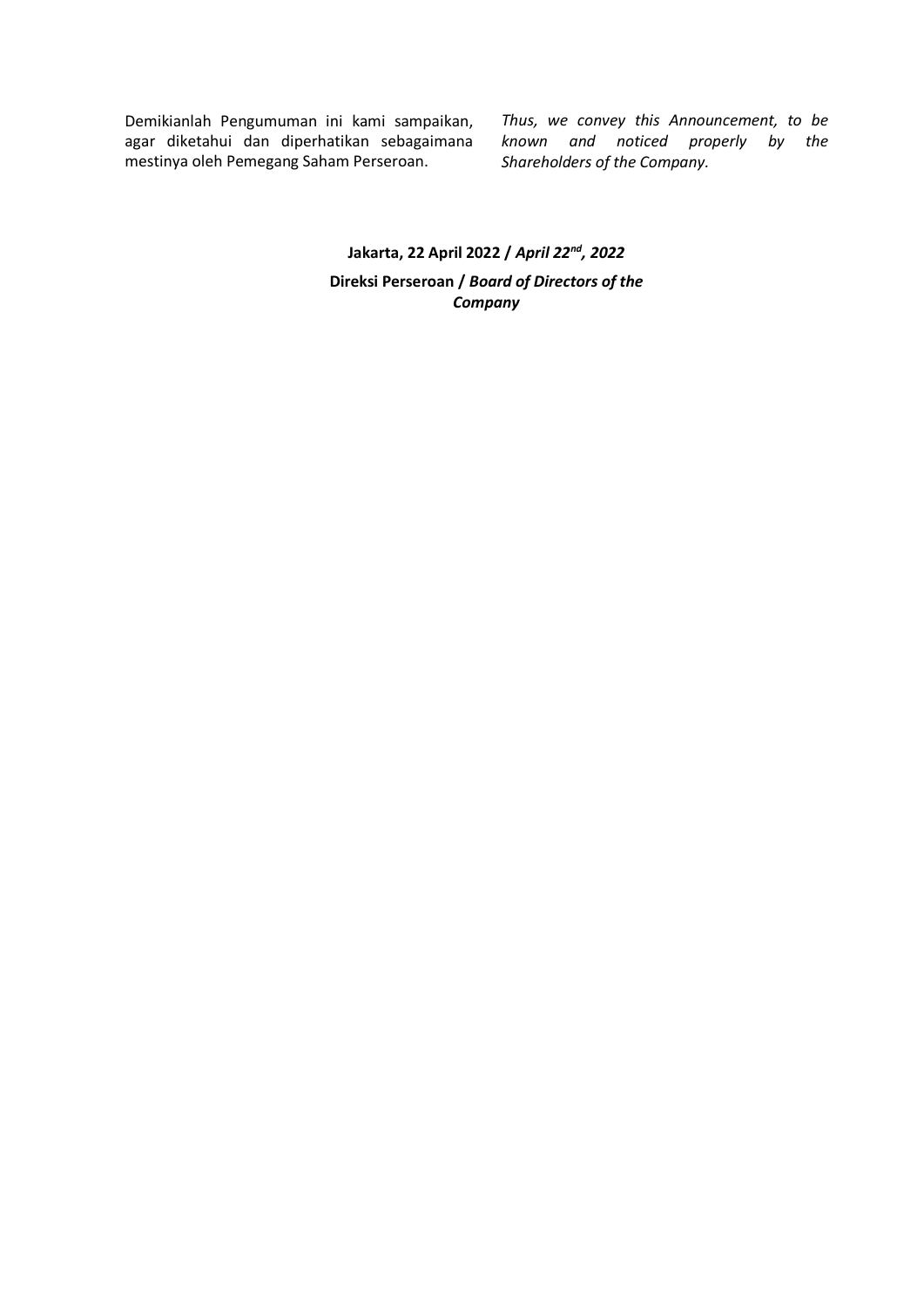Demikianlah Pengumuman ini kami sampaikan, agar diketahui dan diperhatikan sebagaimana mestinya oleh Pemegang Saham Perseroan.

*Thus, we convey this Announcement, to be known and noticed properly by the Shareholders of the Company.*

**Jakarta, 22 April 2022 /** ***April 22nd, 2022***

**Direksi Perseroan /** ***Board of Directors of the Company***